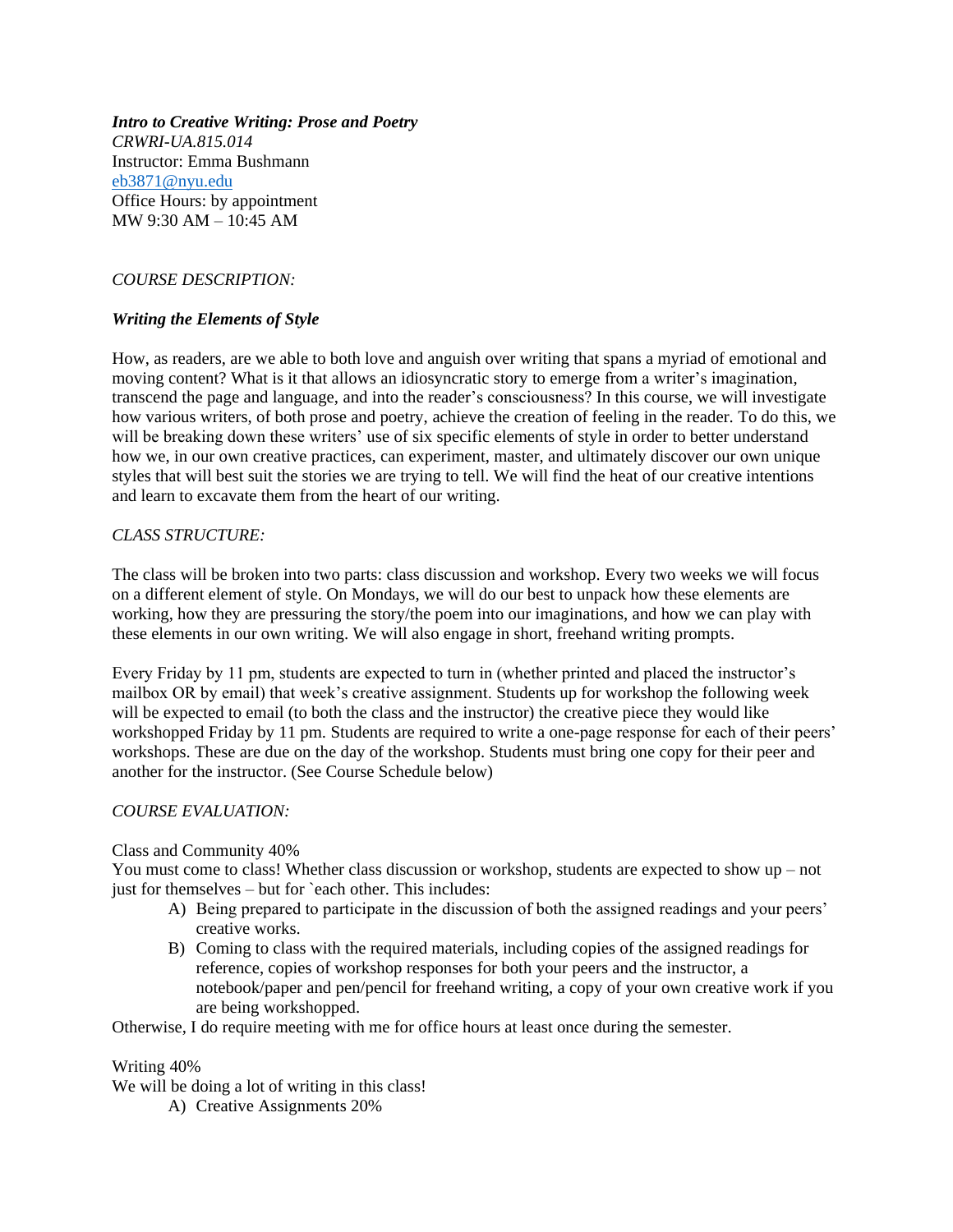***Intro to Creative Writing: Prose and Poetry***
*CRWRI-UA.815.014*
Instructor: Emma Bushmann
eb3871@nyu.edu
Office Hours: by appointment
MW 9:30 AM – 10:45 AM

*COURSE DESCRIPTION:*

***Writing the Elements of Style***

How, as readers, are we able to both love and anguish over writing that spans a myriad of emotional and moving content? What is it that allows an idiosyncratic story to emerge from a writer's imagination, transcend the page and language, and into the reader's consciousness? In this course, we will investigate how various writers, of both prose and poetry, achieve the creation of feeling in the reader. To do this, we will be breaking down these writers' use of six specific elements of style in order to better understand how we, in our own creative practices, can experiment, master, and ultimately discover our own unique styles that will best suit the stories we are trying to tell. We will find the heat of our creative intentions and learn to excavate them from the heart of our writing.

*CLASS STRUCTURE:*

The class will be broken into two parts: class discussion and workshop. Every two weeks we will focus on a different element of style. On Mondays, we will do our best to unpack how these elements are working, how they are pressuring the story/the poem into our imaginations, and how we can play with these elements in our own writing. We will also engage in short, freehand writing prompts.

Every Friday by 11 pm, students are expected to turn in (whether printed and placed the instructor's mailbox OR by email) that week's creative assignment. Students up for workshop the following week will be expected to email (to both the class and the instructor) the creative piece they would like workshopped Friday by 11 pm. Students are required to write a one-page response for each of their peers' workshops. These are due on the day of the workshop. Students must bring one copy for their peer and another for the instructor. (See Course Schedule below)

*COURSE EVALUATION:*

Class and Community 40%
You must come to class! Whether class discussion or workshop, students are expected to show up – not just for themselves – but for `each other. This includes:

A) Being prepared to participate in the discussion of both the assigned readings and your peers' creative works.
B) Coming to class with the required materials, including copies of the assigned readings for reference, copies of workshop responses for both your peers and the instructor, a notebook/paper and pen/pencil for freehand writing, a copy of your own creative work if you are being workshopped.

Otherwise, I do require meeting with me for office hours at least once during the semester.

Writing 40%
We will be doing a lot of writing in this class!

A) Creative Assignments 20%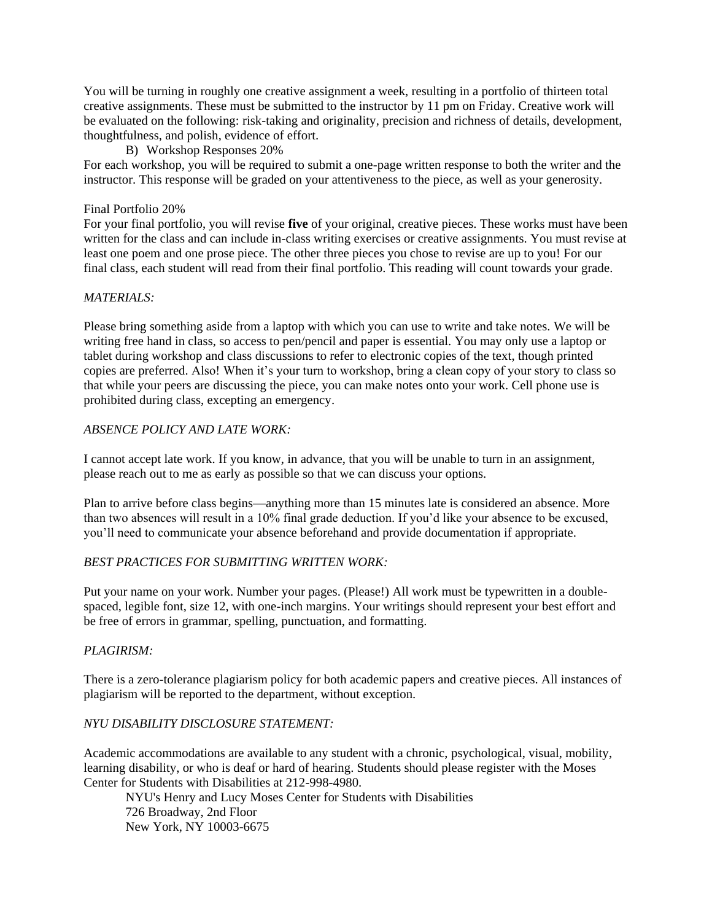You will be turning in roughly one creative assignment a week, resulting in a portfolio of thirteen total creative assignments. These must be submitted to the instructor by 11 pm on Friday. Creative work will be evaluated on the following: risk-taking and originality, precision and richness of details, development, thoughtfulness, and polish, evidence of effort.

B) Workshop Responses 20%

For each workshop, you will be required to submit a one-page written response to both the writer and the instructor. This response will be graded on your attentiveness to the piece, as well as your generosity.

Final Portfolio 20%

For your final portfolio, you will revise **five** of your original, creative pieces. These works must have been written for the class and can include in-class writing exercises or creative assignments. You must revise at least one poem and one prose piece. The other three pieces you chose to revise are up to you! For our final class, each student will read from their final portfolio. This reading will count towards your grade.

*MATERIALS:*

Please bring something aside from a laptop with which you can use to write and take notes. We will be writing free hand in class, so access to pen/pencil and paper is essential. You may only use a laptop or tablet during workshop and class discussions to refer to electronic copies of the text, though printed copies are preferred. Also! When it's your turn to workshop, bring a clean copy of your story to class so that while your peers are discussing the piece, you can make notes onto your work. Cell phone use is prohibited during class, excepting an emergency.

*ABSENCE POLICY AND LATE WORK:*

I cannot accept late work. If you know, in advance, that you will be unable to turn in an assignment, please reach out to me as early as possible so that we can discuss your options.

Plan to arrive before class begins—anything more than 15 minutes late is considered an absence. More than two absences will result in a 10% final grade deduction. If you'd like your absence to be excused, you'll need to communicate your absence beforehand and provide documentation if appropriate.

*BEST PRACTICES FOR SUBMITTING WRITTEN WORK:*

Put your name on your work. Number your pages. (Please!) All work must be typewritten in a double-spaced, legible font, size 12, with one-inch margins. Your writings should represent your best effort and be free of errors in grammar, spelling, punctuation, and formatting.

*PLAGIRISM:*

There is a zero-tolerance plagiarism policy for both academic papers and creative pieces. All instances of plagiarism will be reported to the department, without exception.

*NYU DISABILITY DISCLOSURE STATEMENT:*

Academic accommodations are available to any student with a chronic, psychological, visual, mobility, learning disability, or who is deaf or hard of hearing. Students should please register with the Moses Center for Students with Disabilities at 212-998-4980.

NYU's Henry and Lucy Moses Center for Students with Disabilities
726 Broadway, 2nd Floor
New York, NY 10003-6675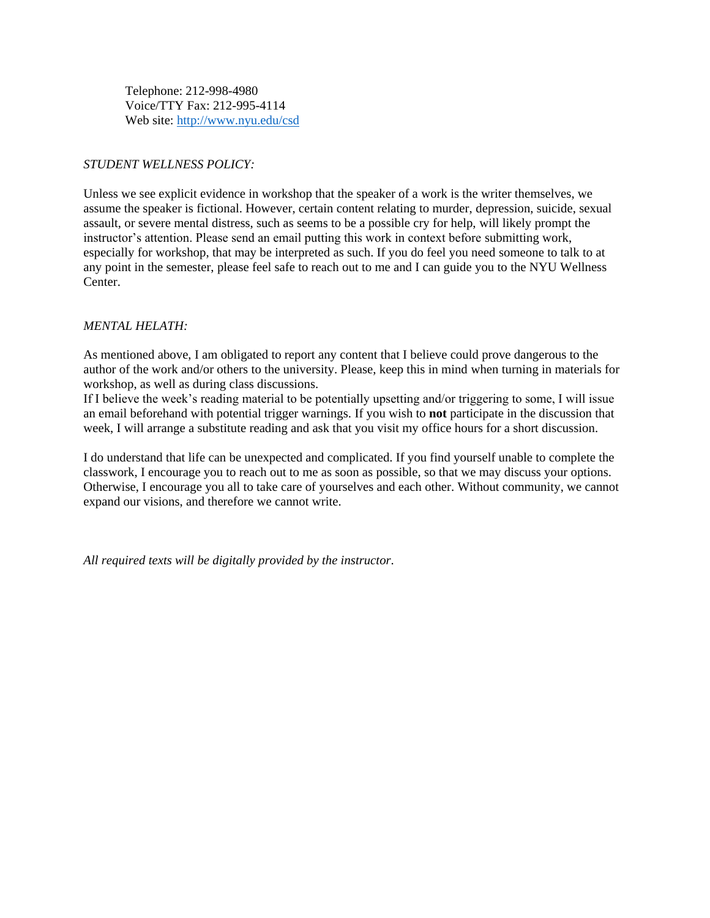Telephone: 212-998-4980  
Voice/TTY Fax: 212-995-4114  
Web site: http://www.nyu.edu/csd

*STUDENT WELLNESS POLICY:*

Unless we see explicit evidence in workshop that the speaker of a work is the writer themselves, we assume the speaker is fictional. However, certain content relating to murder, depression, suicide, sexual assault, or severe mental distress, such as seems to be a possible cry for help, will likely prompt the instructor's attention. Please send an email putting this work in context before submitting work, especially for workshop, that may be interpreted as such. If you do feel you need someone to talk to at any point in the semester, please feel safe to reach out to me and I can guide you to the NYU Wellness Center.

*MENTAL HELATH:*

As mentioned above, I am obligated to report any content that I believe could prove dangerous to the author of the work and/or others to the university. Please, keep this in mind when turning in materials for workshop, as well as during class discussions.
If I believe the week's reading material to be potentially upsetting and/or triggering to some, I will issue an email beforehand with potential trigger warnings. If you wish to **not** participate in the discussion that week, I will arrange a substitute reading and ask that you visit my office hours for a short discussion.

I do understand that life can be unexpected and complicated. If you find yourself unable to complete the classwork, I encourage you to reach out to me as soon as possible, so that we may discuss your options. Otherwise, I encourage you all to take care of yourselves and each other. Without community, we cannot expand our visions, and therefore we cannot write.

*All required texts will be digitally provided by the instructor.*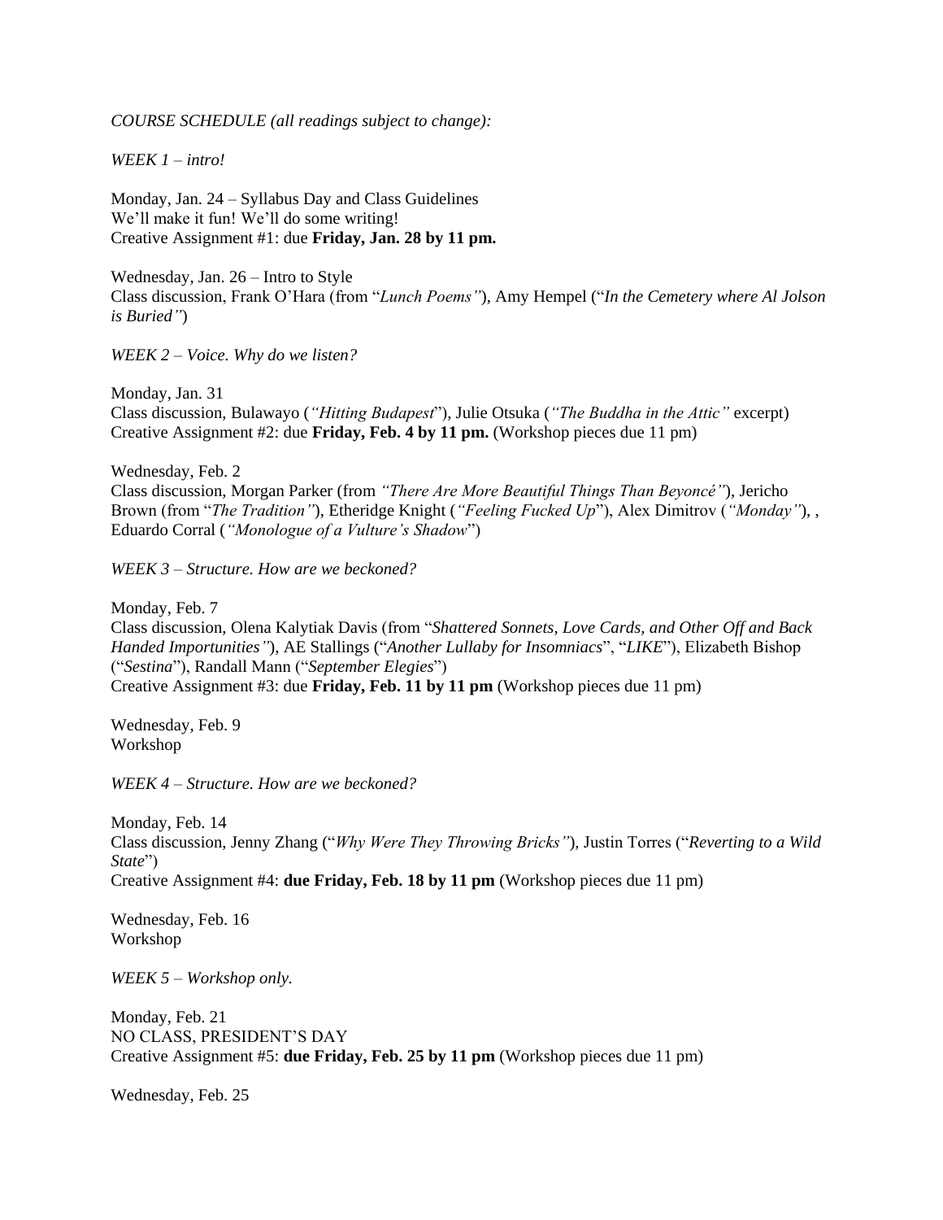*COURSE SCHEDULE (all readings subject to change):*

*WEEK 1 – intro!*

Monday, Jan. 24 – Syllabus Day and Class Guidelines
We'll make it fun! We'll do some writing!
Creative Assignment #1: due **Friday, Jan. 28 by 11 pm.**

Wednesday, Jan. 26 – Intro to Style
Class discussion, Frank O'Hara (from "*Lunch Poems"*), Amy Hempel ("*In the Cemetery where Al Jolson is Buried"*)

*WEEK 2 – Voice. Why do we listen?*

Monday, Jan. 31
Class discussion, Bulawayo (*"Hitting Budapest*"), Julie Otsuka (*"The Buddha in the Attic"* excerpt)
Creative Assignment #2: due **Friday, Feb. 4 by 11 pm.** (Workshop pieces due 11 pm)

Wednesday, Feb. 2
Class discussion, Morgan Parker (from *"There Are More Beautiful Things Than Beyoncé"*), Jericho Brown (from "*The Tradition"*), Etheridge Knight (*"Feeling Fucked Up*"), Alex Dimitrov (*"Monday"*), , Eduardo Corral (*"Monologue of a Vulture's Shadow*")

*WEEK 3 – Structure. How are we beckoned?*

Monday, Feb. 7
Class discussion, Olena Kalytiak Davis (from "*Shattered Sonnets, Love Cards, and Other Off and Back Handed Importunities"*), AE Stallings ("*Another Lullaby for Insomniacs*", "*LIKE*"), Elizabeth Bishop ("*Sestina*"), Randall Mann ("*September Elegies*")
Creative Assignment #3: due **Friday, Feb. 11 by 11 pm** (Workshop pieces due 11 pm)

Wednesday, Feb. 9
Workshop

*WEEK 4 – Structure. How are we beckoned?*

Monday, Feb. 14
Class discussion, Jenny Zhang ("*Why Were They Throwing Bricks"*), Justin Torres ("*Reverting to a Wild State*")
Creative Assignment #4: **due Friday, Feb. 18 by 11 pm** (Workshop pieces due 11 pm)

Wednesday, Feb. 16
Workshop

*WEEK 5 – Workshop only.*

Monday, Feb. 21
NO CLASS, PRESIDENT'S DAY
Creative Assignment #5: **due Friday, Feb. 25 by 11 pm** (Workshop pieces due 11 pm)

Wednesday, Feb. 25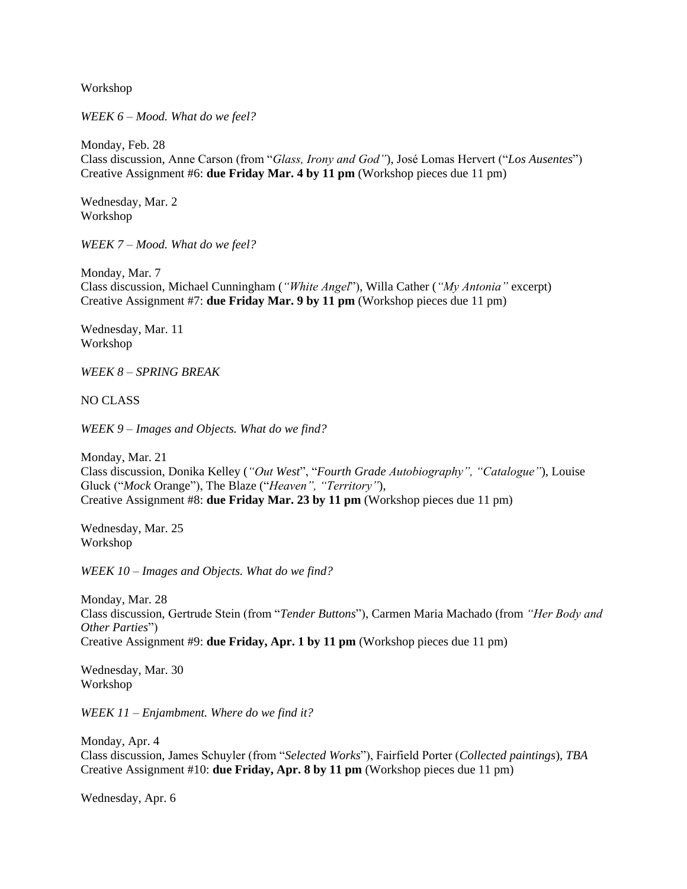Workshop

*WEEK 6 – Mood. What do we feel?*

Monday, Feb. 28
Class discussion, Anne Carson (from "*Glass, Irony and God"*), José Lomas Hervert ("*Los Ausentes*")
Creative Assignment #6: **due Friday Mar. 4 by 11 pm** (Workshop pieces due 11 pm)

Wednesday, Mar. 2
Workshop

*WEEK 7 – Mood. What do we feel?*

Monday, Mar. 7
Class discussion, Michael Cunningham (*"White Angel*"), Willa Cather (*"My Antonia"* excerpt)
Creative Assignment #7: **due Friday Mar. 9 by 11 pm** (Workshop pieces due 11 pm)

Wednesday, Mar. 11
Workshop

*WEEK 8 – SPRING BREAK*

NO CLASS

*WEEK 9 – Images and Objects. What do we find?*

Monday, Mar. 21
Class discussion, Donika Kelley (*"Out West*", "*Fourth Grade Autobiography", "Catalogue"*), Louise Gluck ("*Mock* Orange"), The Blaze ("*Heaven", "Territory"*),
Creative Assignment #8: **due Friday Mar. 23 by 11 pm** (Workshop pieces due 11 pm)

Wednesday, Mar. 25
Workshop

*WEEK 10 – Images and Objects. What do we find?*

Monday, Mar. 28
Class discussion, Gertrude Stein (from "*Tender Buttons*"), Carmen Maria Machado (from *"Her Body and Other Parties*")
Creative Assignment #9: **due Friday, Apr. 1 by 11 pm** (Workshop pieces due 11 pm)

Wednesday, Mar. 30
Workshop

*WEEK 11 – Enjambment. Where do we find it?*

Monday, Apr. 4
Class discussion, James Schuyler (from "*Selected Works*"), Fairfield Porter (*Collected paintings*), *TBA*
Creative Assignment #10: **due Friday, Apr. 8 by 11 pm** (Workshop pieces due 11 pm)

Wednesday, Apr. 6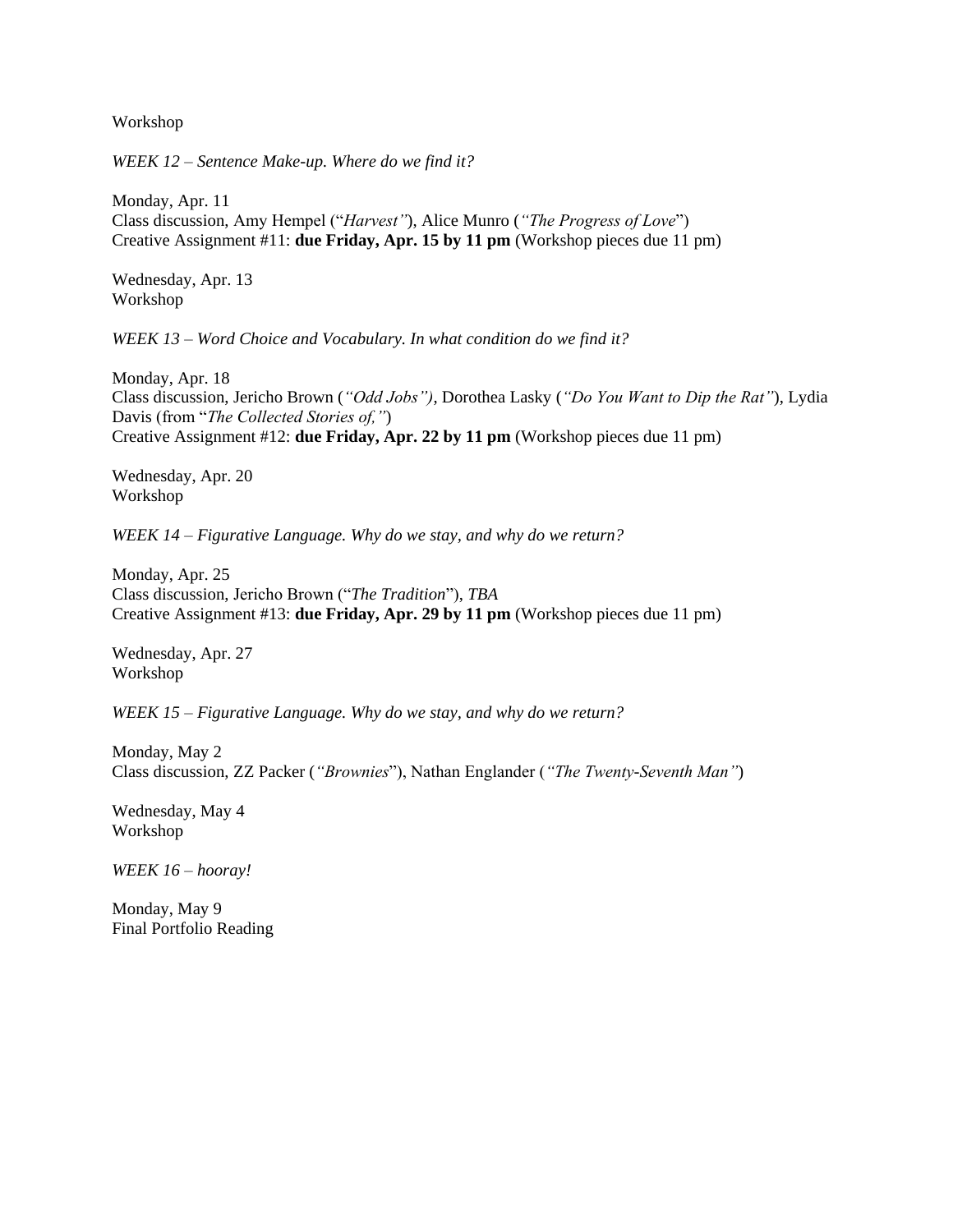Workshop

*WEEK 12 – Sentence Make-up. Where do we find it?*

Monday, Apr. 11
Class discussion, Amy Hempel ("*Harvest"*), Alice Munro (*"The Progress of Love*")
Creative Assignment #11: **due Friday, Apr. 15 by 11 pm** (Workshop pieces due 11 pm)

Wednesday, Apr. 13
Workshop

*WEEK 13 – Word Choice and Vocabulary. In what condition do we find it?*

Monday, Apr. 18
Class discussion, Jericho Brown (*"Odd Jobs")*, Dorothea Lasky (*"Do You Want to Dip the Rat"*), Lydia Davis (from "*The Collected Stories of,"*)
Creative Assignment #12: **due Friday, Apr. 22 by 11 pm** (Workshop pieces due 11 pm)

Wednesday, Apr. 20
Workshop

*WEEK 14 – Figurative Language. Why do we stay, and why do we return?*

Monday, Apr. 25
Class discussion, Jericho Brown ("*The Tradition*"), *TBA*
Creative Assignment #13: **due Friday, Apr. 29 by 11 pm** (Workshop pieces due 11 pm)

Wednesday, Apr. 27
Workshop

*WEEK 15 – Figurative Language. Why do we stay, and why do we return?*

Monday, May 2
Class discussion, ZZ Packer (*"Brownies*"), Nathan Englander (*"The Twenty-Seventh Man"*)

Wednesday, May 4
Workshop

*WEEK 16 – hooray!*

Monday, May 9
Final Portfolio Reading